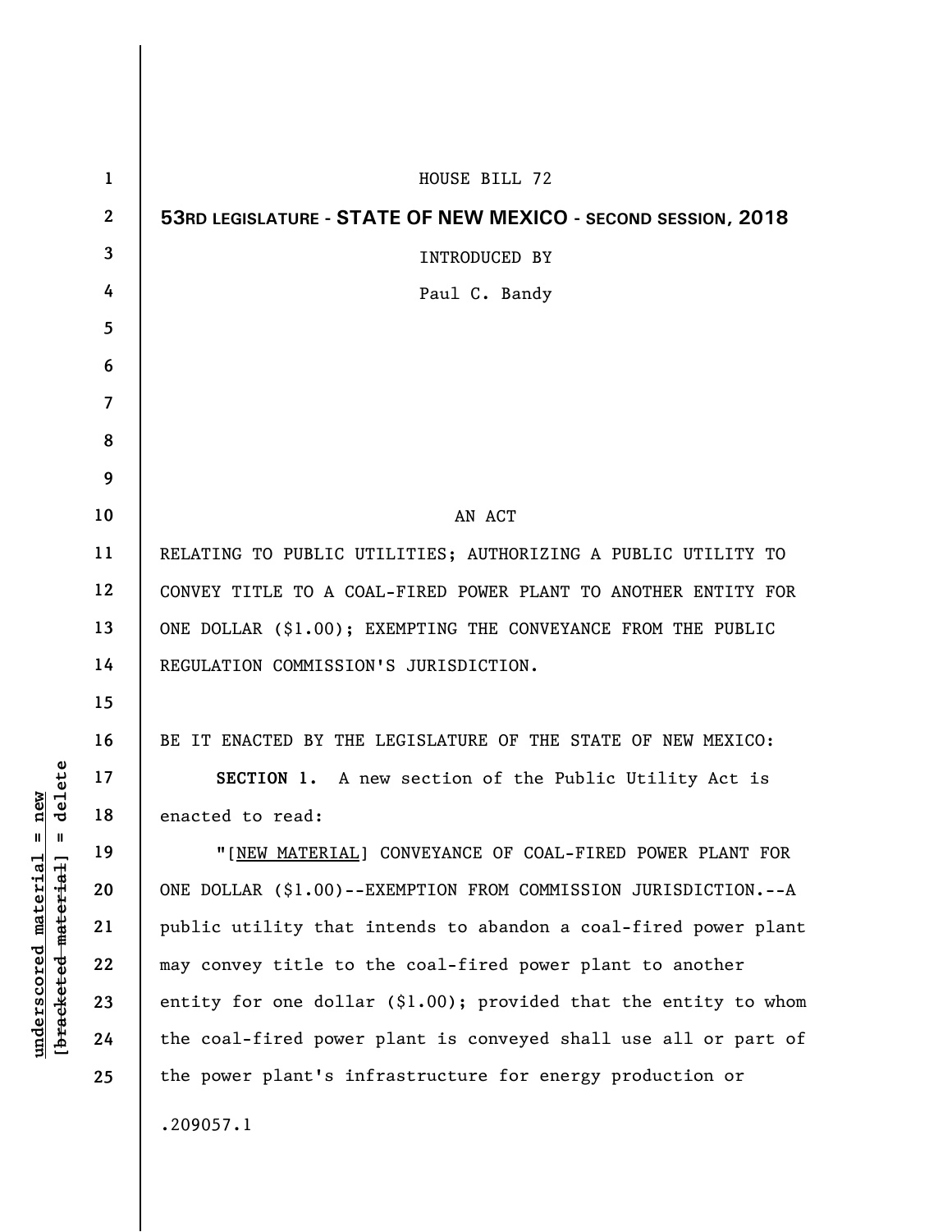HOUSE BILL 72

**53RD LEGISLATURE - STATE OF NEW MEXICO - SECOND SESSION, 2018**

INTRODUCED BY

Paul C. Bandy

AN ACT

RELATING TO PUBLIC UTILITIES; AUTHORIZING A PUBLIC UTILITY TO CONVEY TITLE TO A COAL-FIRED POWER PLANT TO ANOTHER ENTITY FOR ONE DOLLAR ($1.00); EXEMPTING THE CONVEYANCE FROM THE PUBLIC REGULATION COMMISSION'S JURISDICTION.

BE IT ENACTED BY THE LEGISLATURE OF THE STATE OF NEW MEXICO:

**SECTION 1.** A new section of the Public Utility Act is enacted to read:

"[NEW MATERIAL] CONVEYANCE OF COAL-FIRED POWER PLANT FOR ONE DOLLAR ($1.00)--EXEMPTION FROM COMMISSION JURISDICTION.--A public utility that intends to abandon a coal-fired power plant may convey title to the coal-fired power plant to another entity for one dollar ($1.00); provided that the entity to whom the coal-fired power plant is conveyed shall use all or part of the power plant's infrastructure for energy production or

.209057.1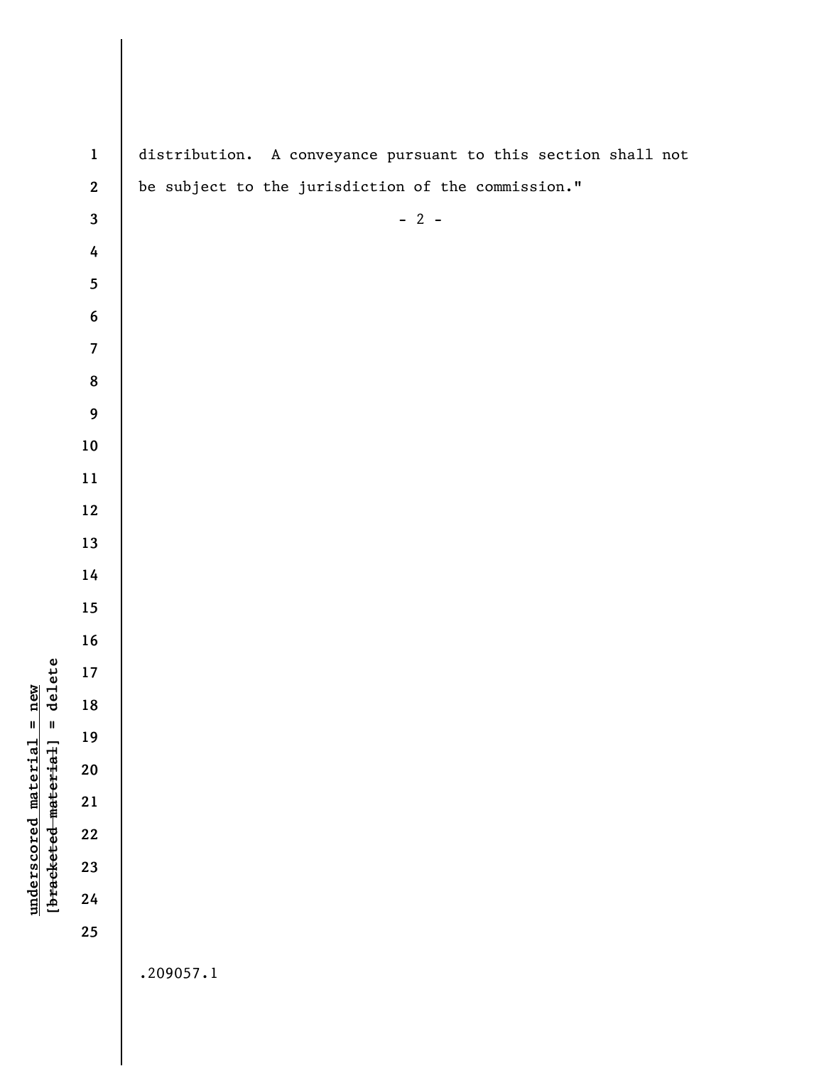distribution. A conveyance pursuant to this section shall not be subject to the jurisdiction of the commission."

.209057.1